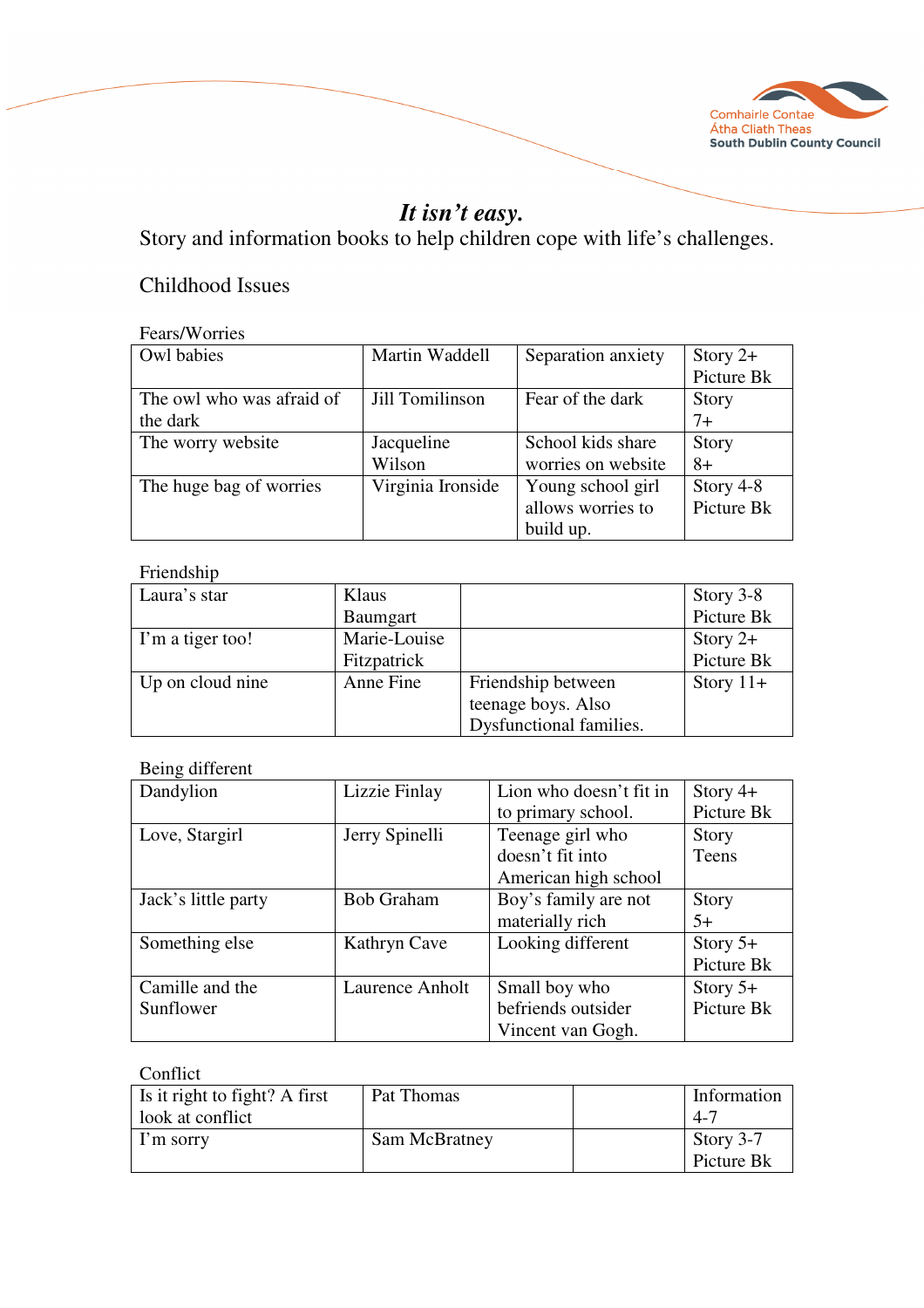# *It isn't easy.*

Story and information books to help children cope with life's challenges.

## Childhood Issues

### Fears/Worries

| | | | |
|---|---|---|---|
| Owl babies | Martin Waddell | Separation anxiety | Story 2+ Picture Bk |
| The owl who was afraid of the dark | Jill Tomilinson | Fear of the dark | Story 7+ |
| The worry website | Jacqueline Wilson | School kids share worries on website | Story 8+ |
| The huge bag of worries | Virginia Ironside | Young school girl allows worries to build up. | Story 4-8 Picture Bk |

### Friendship

| | | | |
|---|---|---|---|
| Laura's star | Klaus Baumgart | | Story 3-8 Picture Bk |
| I'm a tiger too! | Marie-Louise Fitzpatrick | | Story 2+ Picture Bk |
| Up on cloud nine | Anne Fine | Friendship between teenage boys. Also Dysfunctional families. | Story 11+ |

### Being different

| | | | |
|---|---|---|---|
| Dandylion | Lizzie Finlay | Lion who doesn't fit in to primary school. | Story 4+ Picture Bk |
| Love, Stargirl | Jerry Spinelli | Teenage girl who doesn't fit into American high school | Story Teens |
| Jack's little party | Bob Graham | Boy's family are not materially rich | Story 5+ |
| Something else | Kathryn Cave | Looking different | Story 5+ Picture Bk |
| Camille and the Sunflower | Laurence Anholt | Small boy who befriends outsider Vincent van Gogh. | Story 5+ Picture Bk |

### Conflict

| | | | |
|---|---|---|---|
| Is it right to fight? A first look at conflict | Pat Thomas | | Information 4-7 |
| I'm sorry | Sam McBratney | | Story 3-7 Picture Bk |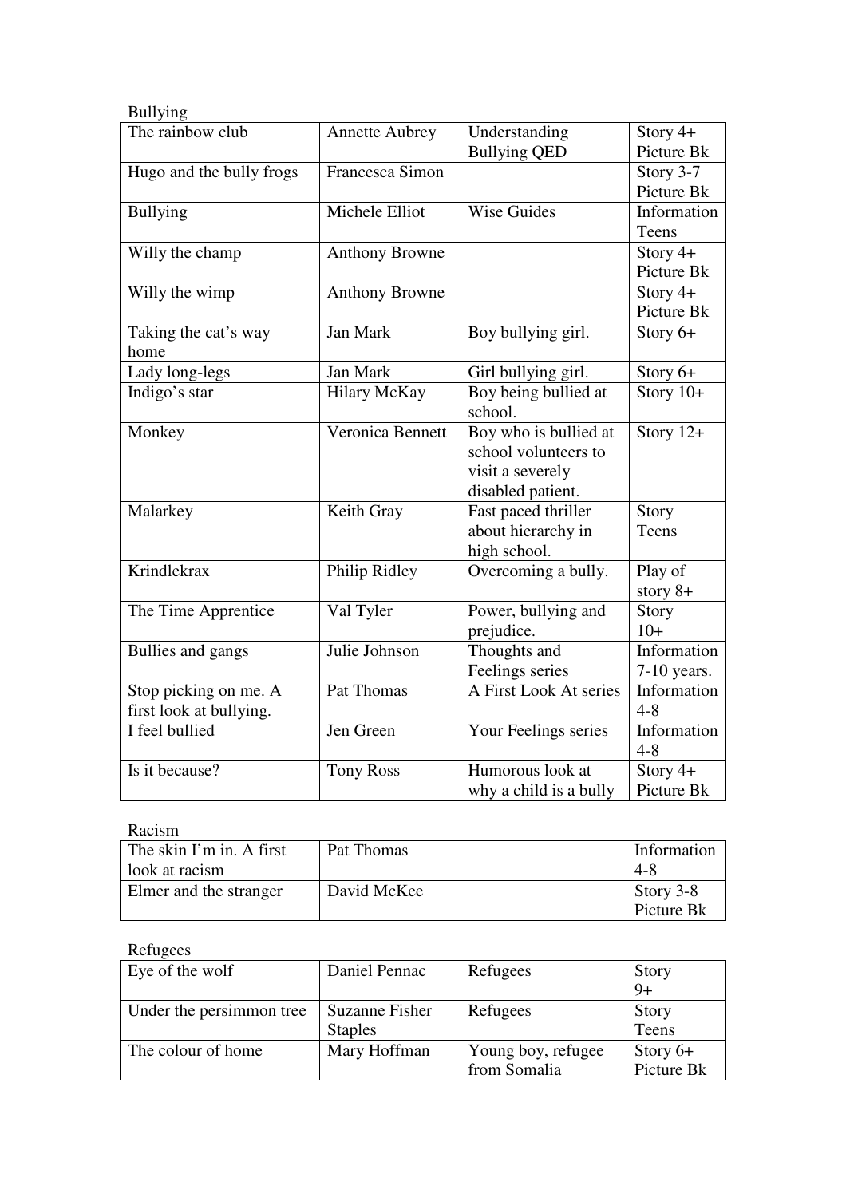Bullying

| | | | |
|---|---|---|---|
| The rainbow club | Annette Aubrey | Understanding Bullying QED | Story 4+ Picture Bk |
| Hugo and the bully frogs | Francesca Simon | | Story 3-7 Picture Bk |
| Bullying | Michele Elliot | Wise Guides | Information Teens |
| Willy the champ | Anthony Browne | | Story 4+ Picture Bk |
| Willy the wimp | Anthony Browne | | Story 4+ Picture Bk |
| Taking the cat's way home | Jan Mark | Boy bullying girl. | Story 6+ |
| Lady long-legs | Jan Mark | Girl bullying girl. | Story 6+ |
| Indigo's star | Hilary McKay | Boy being bullied at school. | Story 10+ |
| Monkey | Veronica Bennett | Boy who is bullied at school volunteers to visit a severely disabled patient. | Story 12+ |
| Malarkey | Keith Gray | Fast paced thriller about hierarchy in high school. | Story Teens |
| Krindlekrax | Philip Ridley | Overcoming a bully. | Play of story 8+ |
| The Time Apprentice | Val Tyler | Power, bullying and prejudice. | Story 10+ |
| Bullies and gangs | Julie Johnson | Thoughts and Feelings series | Information 7-10 years. |
| Stop picking on me. A first look at bullying. | Pat Thomas | A First Look At series | Information 4-8 |
| I feel bullied | Jen Green | Your Feelings series | Information 4-8 |
| Is it because? | Tony Ross | Humorous look at why a child is a bully | Story 4+ Picture Bk |

Racism

| | | | |
|---|---|---|---|
| The skin I'm in. A first look at racism | Pat Thomas | | Information 4-8 |
| Elmer and the stranger | David McKee | | Story 3-8 Picture Bk |

Refugees

| | | | |
|---|---|---|---|
| Eye of the wolf | Daniel Pennac | Refugees | Story 9+ |
| Under the persimmon tree | Suzanne Fisher Staples | Refugees | Story Teens |
| The colour of home | Mary Hoffman | Young boy, refugee from Somalia | Story 6+ Picture Bk |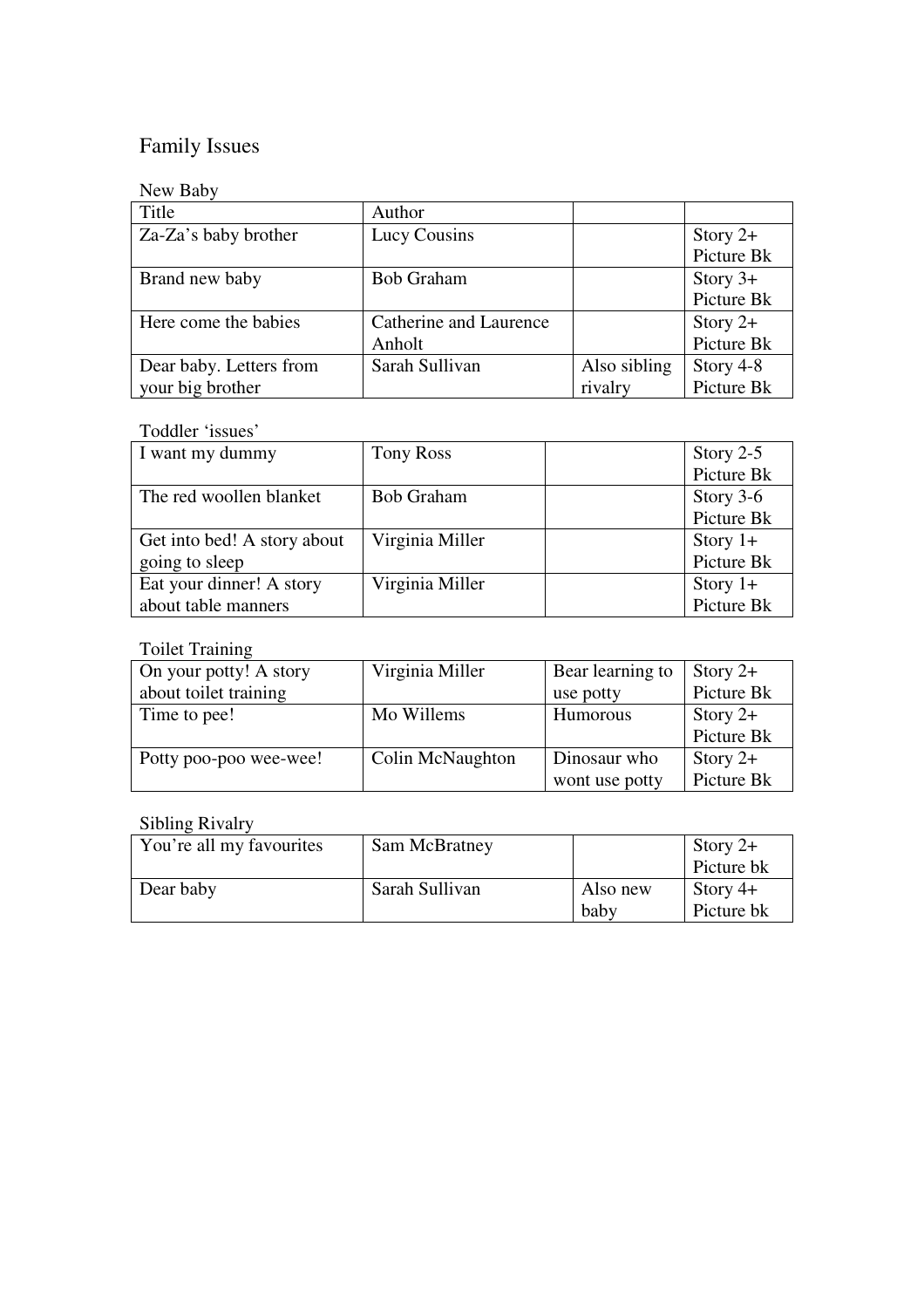# Family Issues

## New Baby

| Title | Author | | |
|---|---|---|---|
| Za-Za's baby brother | Lucy Cousins | | Story 2+ Picture Bk |
| Brand new baby | Bob Graham | | Story 3+ Picture Bk |
| Here come the babies | Catherine and Laurence Anholt | | Story 2+ Picture Bk |
| Dear baby. Letters from your big brother | Sarah Sullivan | Also sibling rivalry | Story 4-8 Picture Bk |

## Toddler 'issues'

| | | | |
|---|---|---|---|
| I want my dummy | Tony Ross | | Story 2-5 Picture Bk |
| The red woollen blanket | Bob Graham | | Story 3-6 Picture Bk |
| Get into bed! A story about going to sleep | Virginia Miller | | Story 1+ Picture Bk |
| Eat your dinner! A story about table manners | Virginia Miller | | Story 1+ Picture Bk |

## Toilet Training

| | | | |
|---|---|---|---|
| On your potty! A story about toilet training | Virginia Miller | Bear learning to use potty | Story 2+ Picture Bk |
| Time to pee! | Mo Willems | Humorous | Story 2+ Picture Bk |
| Potty poo-poo wee-wee! | Colin McNaughton | Dinosaur who wont use potty | Story 2+ Picture Bk |

## Sibling Rivalry

| | | | |
|---|---|---|---|
| You're all my favourites | Sam McBratney | | Story 2+ Picture bk |
| Dear baby | Sarah Sullivan | Also new baby | Story 4+ Picture bk |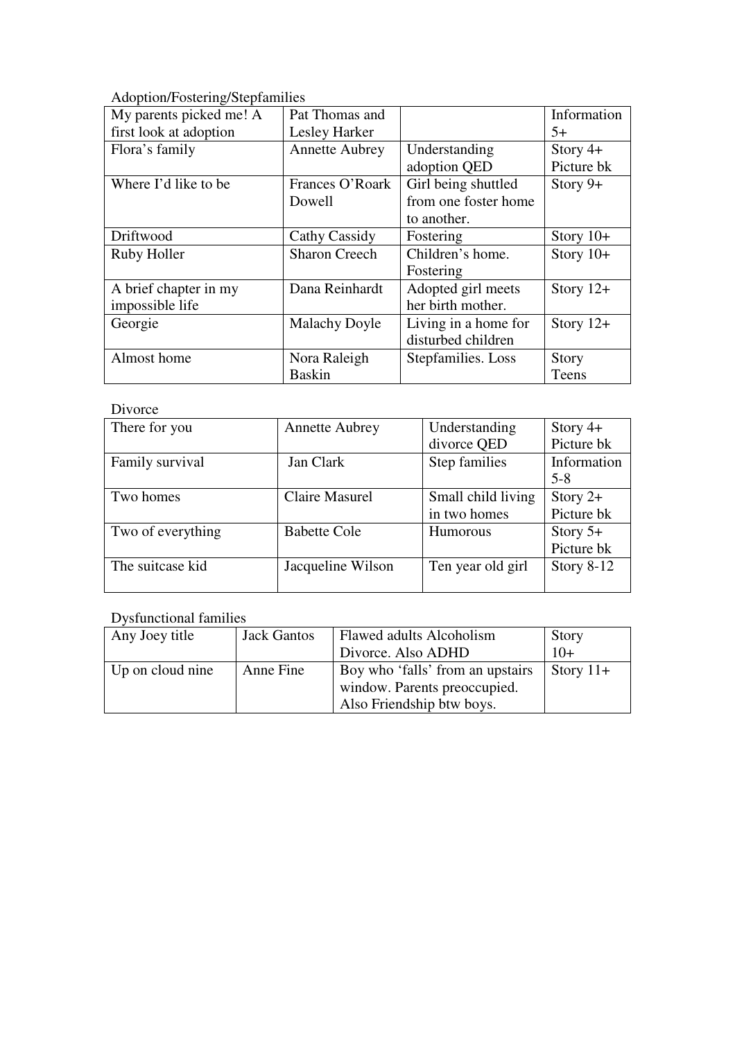Adoption/Fostering/Stepfamilies

| | | | |
|---|---|---|---|
| My parents picked me! A first look at adoption | Pat Thomas and Lesley Harker | | Information 5+ |
| Flora's family | Annette Aubrey | Understanding adoption QED | Story 4+ Picture bk |
| Where I'd like to be | Frances O'Roark Dowell | Girl being shuttled from one foster home to another. | Story 9+ |
| Driftwood | Cathy Cassidy | Fostering | Story 10+ |
| Ruby Holler | Sharon Creech | Children's home. Fostering | Story 10+ |
| A brief chapter in my impossible life | Dana Reinhardt | Adopted girl meets her birth mother. | Story 12+ |
| Georgie | Malachy Doyle | Living in a home for disturbed children | Story 12+ |
| Almost home | Nora Raleigh Baskin | Stepfamilies. Loss | Story Teens |

Divorce

| | | | |
|---|---|---|---|
| There for you | Annette Aubrey | Understanding divorce QED | Story 4+ Picture bk |
| Family survival | Jan Clark | Step families | Information 5-8 |
| Two homes | Claire Masurel | Small child living in two homes | Story 2+ Picture bk |
| Two of everything | Babette Cole | Humorous | Story 5+ Picture bk |
| The suitcase kid | Jacqueline Wilson | Ten year old girl | Story 8-12 |

Dysfunctional families

| | | | |
|---|---|---|---|
| Any Joey title | Jack Gantos | Flawed adults Alcoholism Divorce. Also ADHD | Story 10+ |
| Up on cloud nine | Anne Fine | Boy who 'falls' from an upstairs window. Parents preoccupied. Also Friendship btw boys. | Story 11+ |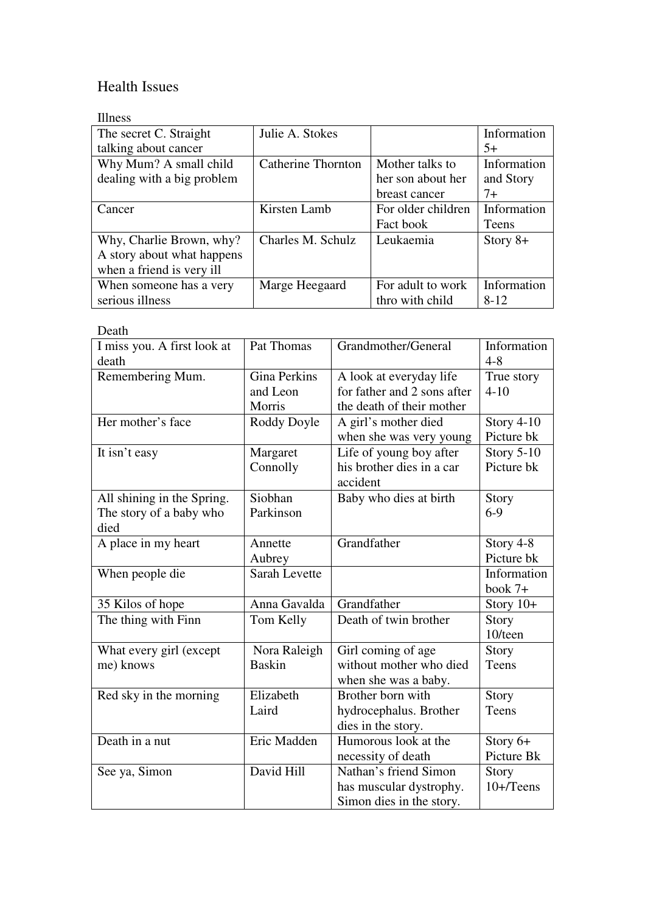# Health Issues

## Illness

| | | | |
|---|---|---|---|
| The secret C. Straight talking about cancer | Julie A. Stokes | | Information 5+ |
| Why Mum? A small child dealing with a big problem | Catherine Thornton | Mother talks to her son about her breast cancer | Information and Story 7+ |
| Cancer | Kirsten Lamb | For older children Fact book | Information Teens |
| Why, Charlie Brown, why? A story about what happens when a friend is very ill | Charles M. Schulz | Leukaemia | Story 8+ |
| When someone has a very serious illness | Marge Heegaard | For adult to work thro with child | Information 8-12 |

## Death

| | | | |
|---|---|---|---|
| I miss you. A first look at death | Pat Thomas | Grandmother/General | Information 4-8 |
| Remembering Mum. | Gina Perkins and Leon Morris | A look at everyday life for father and 2 sons after the death of their mother | True story 4-10 |
| Her mother's face | Roddy Doyle | A girl's mother died when she was very young | Story 4-10 Picture bk |
| It isn't easy | Margaret Connolly | Life of young boy after his brother dies in a car accident | Story 5-10 Picture bk |
| All shining in the Spring. The story of a baby who died | Siobhan Parkinson | Baby who dies at birth | Story 6-9 |
| A place in my heart | Annette Aubrey | Grandfather | Story 4-8 Picture bk |
| When people die | Sarah Levette | | Information book 7+ |
| 35 Kilos of hope | Anna Gavalda | Grandfather | Story 10+ |
| The thing with Finn | Tom Kelly | Death of twin brother | Story 10/teen |
| What every girl (except me) knows | Nora Raleigh Baskin | Girl coming of age without mother who died when she was a baby. | Story Teens |
| Red sky in the morning | Elizabeth Laird | Brother born with hydrocephalus. Brother dies in the story. | Story Teens |
| Death in a nut | Eric Madden | Humorous look at the necessity of death | Story 6+ Picture Bk |
| See ya, Simon | David Hill | Nathan's friend Simon has muscular dystrophy. Simon dies in the story. | Story 10+/Teens |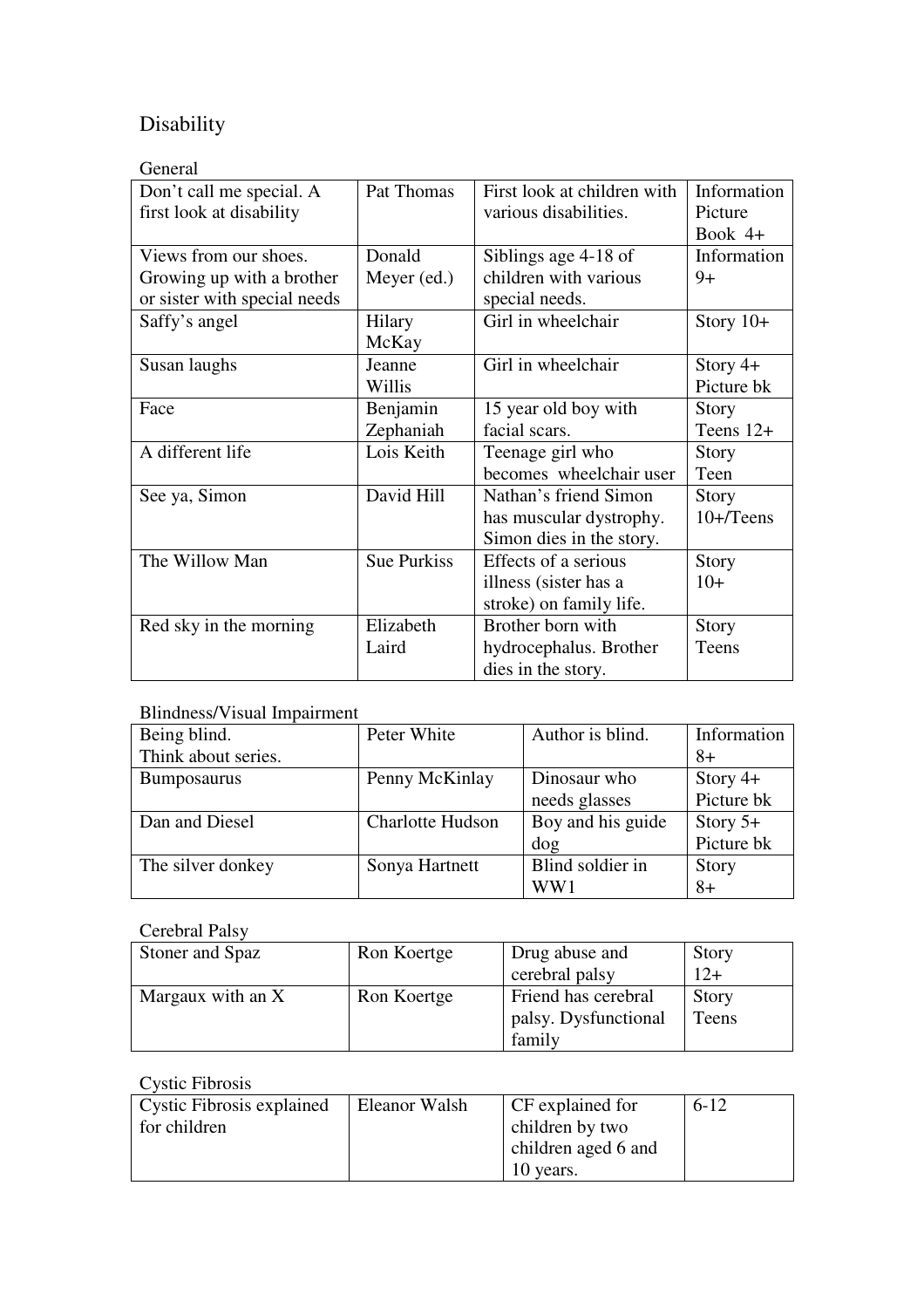# Disability

## General

| | | | |
|---|---|---|---|
| Don't call me special. A first look at disability | Pat Thomas | First look at children with various disabilities. | Information Picture Book 4+ |
| Views from our shoes. Growing up with a brother or sister with special needs | Donald Meyer (ed.) | Siblings age 4-18 of children with various special needs. | Information 9+ |
| Saffy's angel | Hilary McKay | Girl in wheelchair | Story 10+ |
| Susan laughs | Jeanne Willis | Girl in wheelchair | Story 4+ Picture bk |
| Face | Benjamin Zephaniah | 15 year old boy with facial scars. | Story Teens 12+ |
| A different life | Lois Keith | Teenage girl who becomes wheelchair user | Story Teen |
| See ya, Simon | David Hill | Nathan's friend Simon has muscular dystrophy. Simon dies in the story. | Story 10+/Teens |
| The Willow Man | Sue Purkiss | Effects of a serious illness (sister has a stroke) on family life. | Story 10+ |
| Red sky in the morning | Elizabeth Laird | Brother born with hydrocephalus. Brother dies in the story. | Story Teens |

## Blindness/Visual Impairment

| | | | |
|---|---|---|---|
| Being blind. Think about series. | Peter White | Author is blind. | Information 8+ |
| Bumposaurus | Penny McKinlay | Dinosaur who needs glasses | Story 4+ Picture bk |
| Dan and Diesel | Charlotte Hudson | Boy and his guide dog | Story 5+ Picture bk |
| The silver donkey | Sonya Hartnett | Blind soldier in WW1 | Story 8+ |

## Cerebral Palsy

| | | | |
|---|---|---|---|
| Stoner and Spaz | Ron Koertge | Drug abuse and cerebral palsy | Story 12+ |
| Margaux with an X | Ron Koertge | Friend has cerebral palsy. Dysfunctional family | Story Teens |

## Cystic Fibrosis

| | | | |
|---|---|---|---|
| Cystic Fibrosis explained for children | Eleanor Walsh | CF explained for children by two children aged 6 and 10 years. | 6-12 |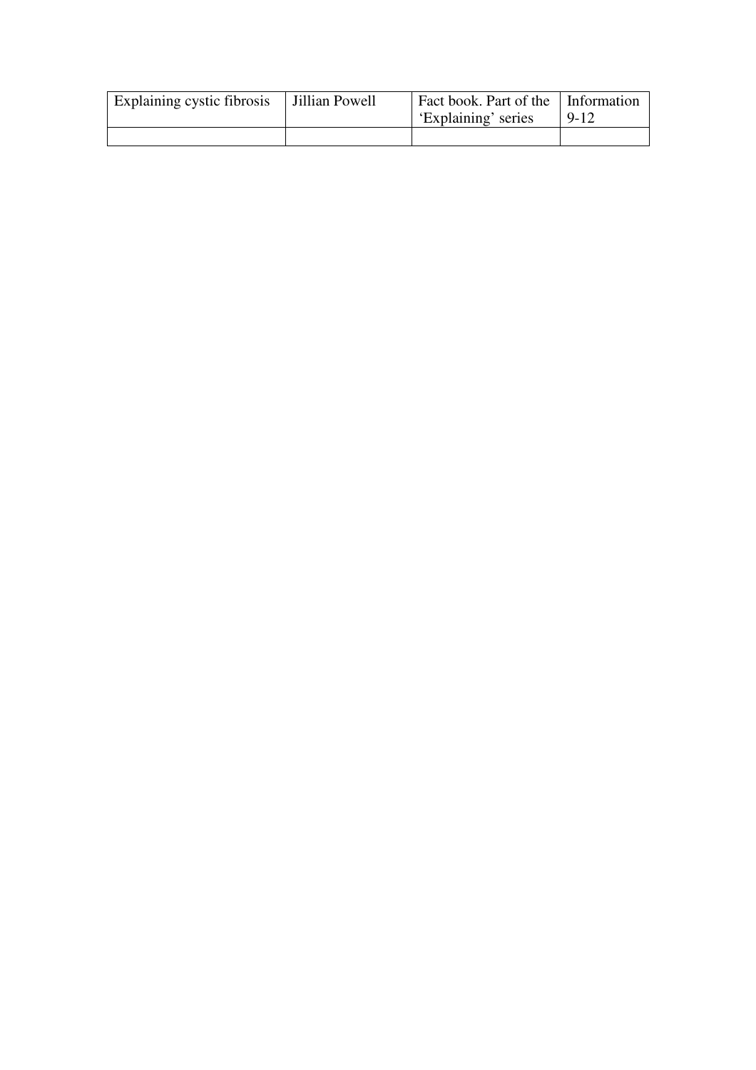| Explaining cystic fibrosis | Jillian Powell | Fact book. Part of the 'Explaining' series | Information 9-12 |
| --- | --- | --- | --- |
| | | | |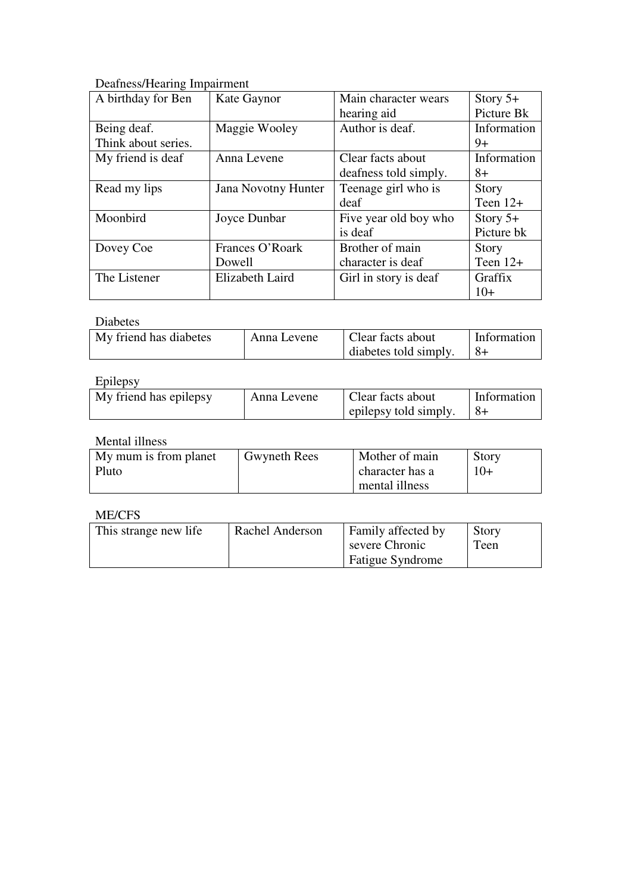Deafness/Hearing Impairment

| | | | |
|---|---|---|---|
| A birthday for Ben | Kate Gaynor | Main character wears hearing aid | Story 5+ Picture Bk |
| Being deaf. Think about series. | Maggie Wooley | Author is deaf. | Information 9+ |
| My friend is deaf | Anna Levene | Clear facts about deafness told simply. | Information 8+ |
| Read my lips | Jana Novotny Hunter | Teenage girl who is deaf | Story Teen 12+ |
| Moonbird | Joyce Dunbar | Five year old boy who is deaf | Story 5+ Picture bk |
| Dovey Coe | Frances O'Roark Dowell | Brother of main character is deaf | Story Teen 12+ |
| The Listener | Elizabeth Laird | Girl in story is deaf | Graffix 10+ |

Diabetes

| | | | |
|---|---|---|---|
| My friend has diabetes | Anna Levene | Clear facts about diabetes told simply. | Information 8+ |

Epilepsy

| | | | |
|---|---|---|---|
| My friend has epilepsy | Anna Levene | Clear facts about epilepsy told simply. | Information 8+ |

Mental illness

| | | | |
|---|---|---|---|
| My mum is from planet Pluto | Gwyneth Rees | Mother of main character has a mental illness | Story 10+ |

ME/CFS

| | | | |
|---|---|---|---|
| This strange new life | Rachel Anderson | Family affected by severe Chronic Fatigue Syndrome | Story Teen |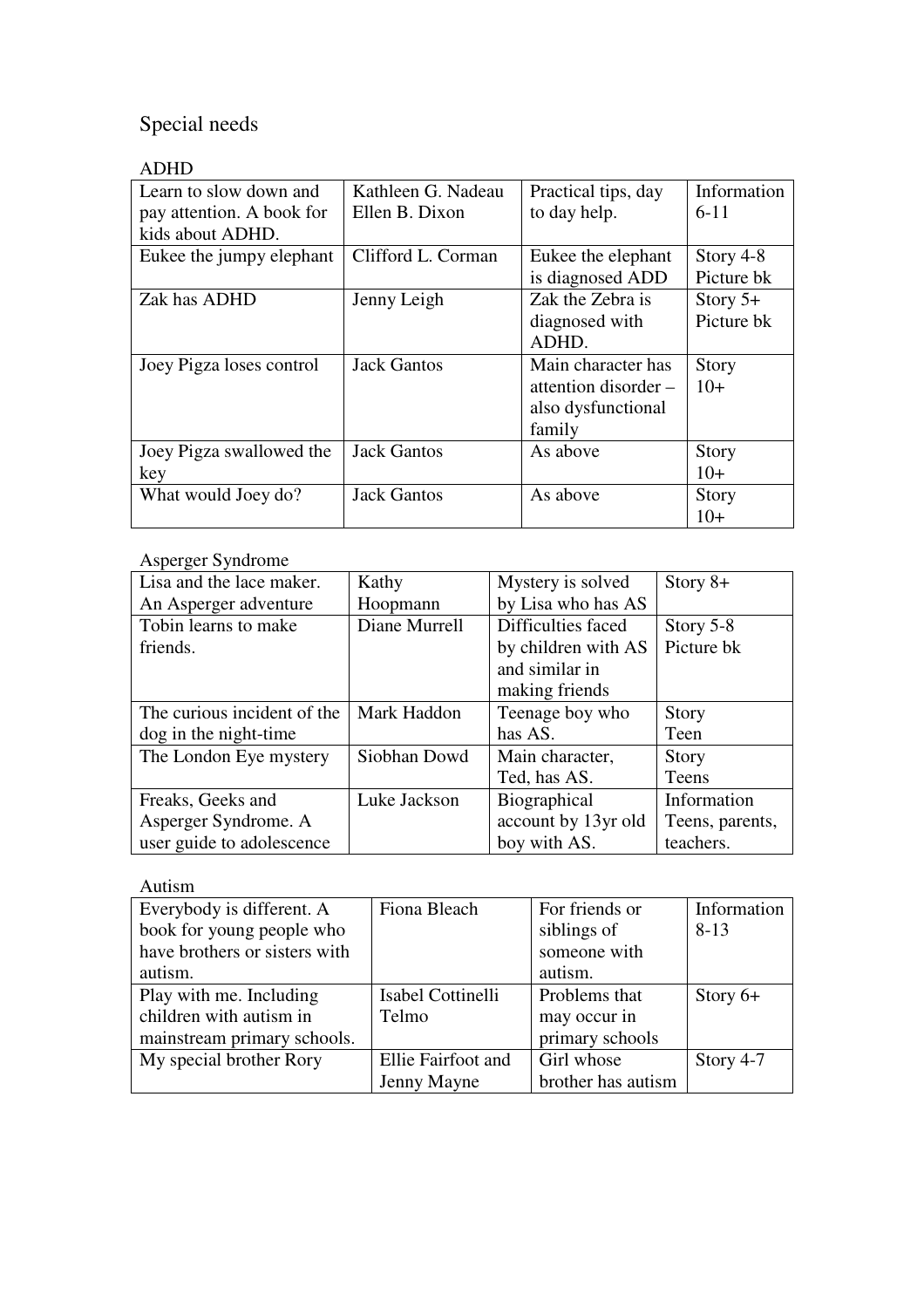# Special needs

## ADHD

| Learn to slow down and pay attention. A book for kids about ADHD. | Kathleen G. Nadeau Ellen B. Dixon | Practical tips, day to day help. | Information 6-11 |
|---|---|---|---|
| Eukee the jumpy elephant | Clifford L. Corman | Eukee the elephant is diagnosed ADD | Story 4-8 Picture bk |
| Zak has ADHD | Jenny Leigh | Zak the Zebra is diagnosed with ADHD. | Story 5+ Picture bk |
| Joey Pigza loses control | Jack Gantos | Main character has attention disorder – also dysfunctional family | Story 10+ |
| Joey Pigza swallowed the key | Jack Gantos | As above | Story 10+ |
| What would Joey do? | Jack Gantos | As above | Story 10+ |

## Asperger Syndrome

| Lisa and the lace maker. An Asperger adventure | Kathy Hoopmann | Mystery is solved by Lisa who has AS | Story 8+ |
|---|---|---|---|
| Tobin learns to make friends. | Diane Murrell | Difficulties faced by children with AS and similar in making friends | Story 5-8 Picture bk |
| The curious incident of the dog in the night-time | Mark Haddon | Teenage boy who has AS. | Story Teen |
| The London Eye mystery | Siobhan Dowd | Main character, Ted, has AS. | Story Teens |
| Freaks, Geeks and Asperger Syndrome. A user guide to adolescence | Luke Jackson | Biographical account by 13yr old boy with AS. | Information Teens, parents, teachers. |

## Autism

| Everybody is different. A book for young people who have brothers or sisters with autism. | Fiona Bleach | For friends or siblings of someone with autism. | Information 8-13 |
|---|---|---|---|
| Play with me. Including children with autism in mainstream primary schools. | Isabel Cottinelli Telmo | Problems that may occur in primary schools | Story 6+ |
| My special brother Rory | Ellie Fairfoot and Jenny Mayne | Girl whose brother has autism | Story 4-7 |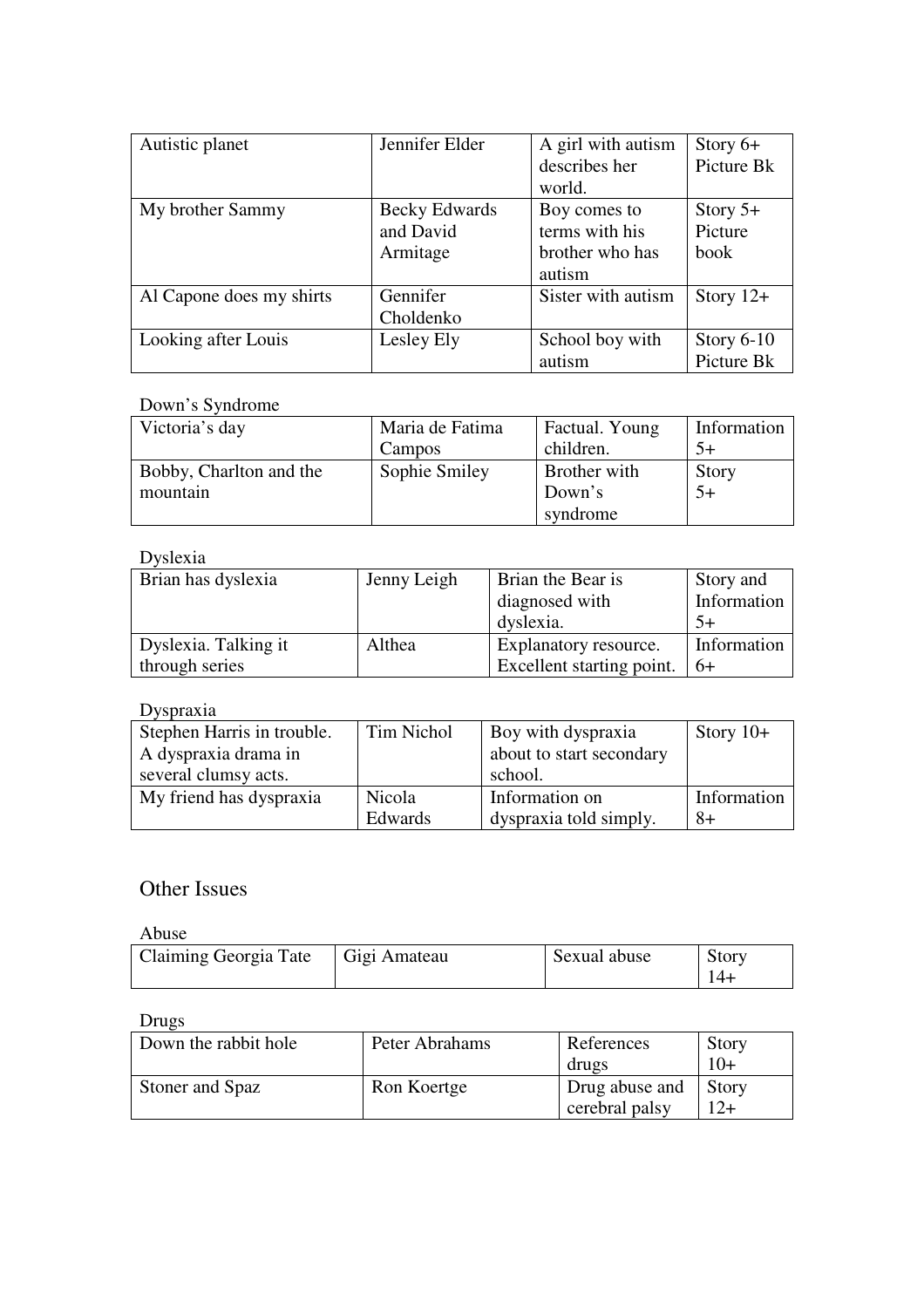| Autistic planet | Jennifer Elder | A girl with autism describes her world. | Story 6+ Picture Bk |
|---|---|---|---|
| My brother Sammy | Becky Edwards and David Armitage | Boy comes to terms with his brother who has autism | Story 5+ Picture book |
| Al Capone does my shirts | Gennifer Choldenko | Sister with autism | Story 12+ |
| Looking after Louis | Lesley Ely | School boy with autism | Story 6-10 Picture Bk |

Down's Syndrome

| Victoria's day | Maria de Fatima Campos | Factual. Young children. | Information 5+ |
|---|---|---|---|
| Bobby, Charlton and the mountain | Sophie Smiley | Brother with Down's syndrome | Story 5+ |

Dyslexia

| Brian has dyslexia | Jenny Leigh | Brian the Bear is diagnosed with dyslexia. | Story and Information 5+ |
|---|---|---|---|
| Dyslexia. Talking it through series | Althea | Explanatory resource. Excellent starting point. | Information 6+ |

Dyspraxia

| Stephen Harris in trouble. A dyspraxia drama in several clumsy acts. | Tim Nichol | Boy with dyspraxia about to start secondary school. | Story 10+ |
|---|---|---|---|
| My friend has dyspraxia | Nicola Edwards | Information on dyspraxia told simply. | Information 8+ |

## Other Issues

Abuse

| Claiming Georgia Tate | Gigi Amateau | Sexual abuse | Story 14+ |
|---|---|---|---|

Drugs

| Down the rabbit hole | Peter Abrahams | References drugs | Story 10+ |
|---|---|---|---|
| Stoner and Spaz | Ron Koertge | Drug abuse and cerebral palsy | Story 12+ |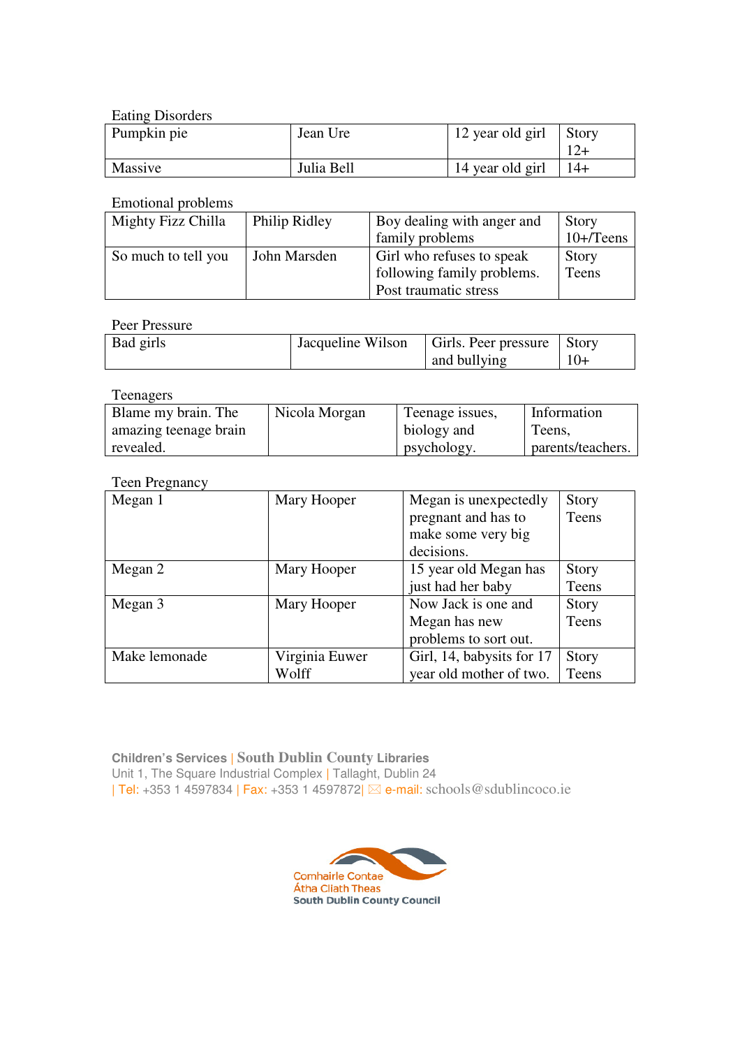Eating Disorders

| | | | |
|---|---|---|---|
| Pumpkin pie | Jean Ure | 12 year old girl | Story 12+ |
| Massive | Julia Bell | 14 year old girl | 14+ |

Emotional problems

| | | | |
|---|---|---|---|
| Mighty Fizz Chilla | Philip Ridley | Boy dealing with anger and family problems | Story 10+/Teens |
| So much to tell you | John Marsden | Girl who refuses to speak following family problems. Post traumatic stress | Story Teens |

Peer Pressure

| | | | |
|---|---|---|---|
| Bad girls | Jacqueline Wilson | Girls. Peer pressure and bullying | Story 10+ |

Teenagers

| | | | |
|---|---|---|---|
| Blame my brain. The amazing teenage brain revealed. | Nicola Morgan | Teenage issues, biology and psychology. | Information Teens, parents/teachers. |

Teen Pregnancy

| | | | |
|---|---|---|---|
| Megan 1 | Mary Hooper | Megan is unexpectedly pregnant and has to make some very big decisions. | Story Teens |
| Megan 2 | Mary Hooper | 15 year old Megan has just had her baby | Story Teens |
| Megan 3 | Mary Hooper | Now Jack is one and Megan has new problems to sort out. | Story Teens |
| Make lemonade | Virginia Euwer Wolff | Girl, 14, babysits for 17 year old mother of two. | Story Teens |

Children's Services | South Dublin County Libraries
Unit 1, The Square Industrial Complex | Tallaght, Dublin 24
| Tel: +353 1 4597834 | Fax: +353 1 4597872| e-mail: schools@sdublincoco.ie

Comhairle Contae Átha Cliath Theas
South Dublin County Council